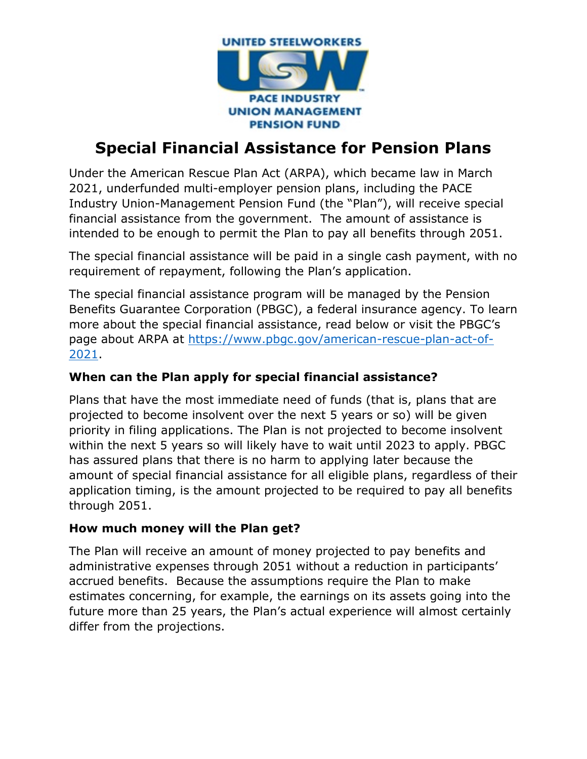UNITED STEELWORKERS

USW

PACE INDUSTRY
UNION MANAGEMENT
PENSION FUND

# Special Financial Assistance for Pension Plans

Under the American Rescue Plan Act (ARPA), which became law in March 2021, underfunded multi-employer pension plans, including the PACE Industry Union-Management Pension Fund (the "Plan"), will receive special financial assistance from the government. The amount of assistance is intended to be enough to permit the Plan to pay all benefits through 2051.

The special financial assistance will be paid in a single cash payment, with no requirement of repayment, following the Plan's application.

The special financial assistance program will be managed by the Pension Benefits Guarantee Corporation (PBGC), a federal insurance agency. To learn more about the special financial assistance, read below or visit the PBGC's page about ARPA at [https://www.pbgc.gov/american-rescue-plan-act-of-2021](https://www.pbgc.gov/american-rescue-plan-act-of-2021).

### When can the Plan apply for special financial assistance?

Plans that have the most immediate need of funds (that is, plans that are projected to become insolvent over the next 5 years or so) will be given priority in filing applications. The Plan is not projected to become insolvent within the next 5 years so will likely have to wait until 2023 to apply. PBGC has assured plans that there is no harm to applying later because the amount of special financial assistance for all eligible plans, regardless of their application timing, is the amount projected to be required to pay all benefits through 2051.

### How much money will the Plan get?

The Plan will receive an amount of money projected to pay benefits and administrative expenses through 2051 without a reduction in participants' accrued benefits. Because the assumptions require the Plan to make estimates concerning, for example, the earnings on its assets going into the future more than 25 years, the Plan's actual experience will almost certainly differ from the projections.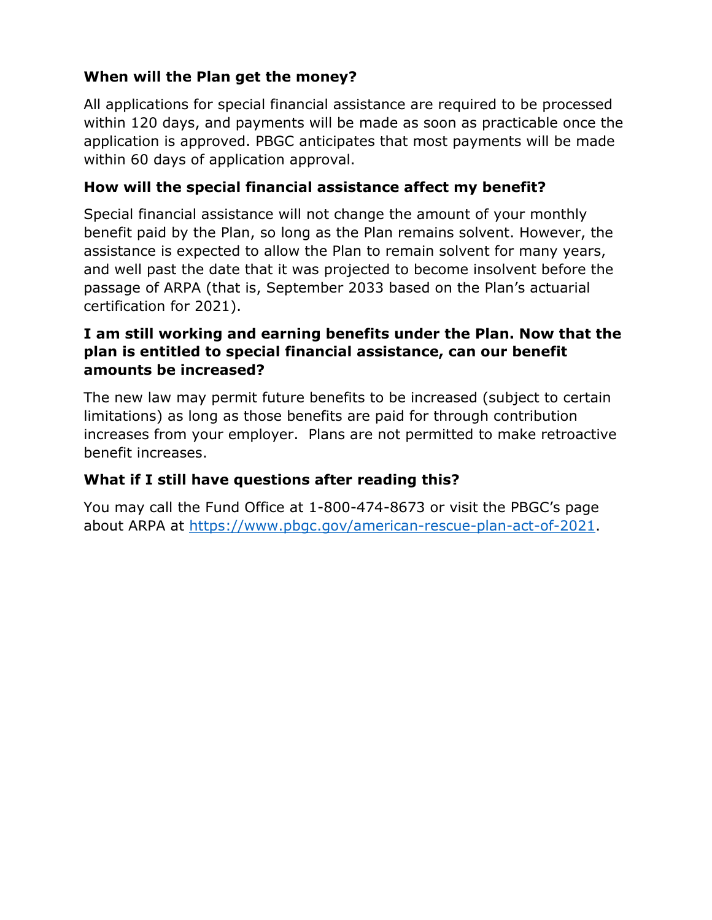**When will the Plan get the money?**

All applications for special financial assistance are required to be processed within 120 days, and payments will be made as soon as practicable once the application is approved. PBGC anticipates that most payments will be made within 60 days of application approval.

**How will the special financial assistance affect my benefit?**

Special financial assistance will not change the amount of your monthly benefit paid by the Plan, so long as the Plan remains solvent. However, the assistance is expected to allow the Plan to remain solvent for many years, and well past the date that it was projected to become insolvent before the passage of ARPA (that is, September 2033 based on the Plan's actuarial certification for 2021).

**I am still working and earning benefits under the Plan. Now that the plan is entitled to special financial assistance, can our benefit amounts be increased?**

The new law may permit future benefits to be increased (subject to certain limitations) as long as those benefits are paid for through contribution increases from your employer. Plans are not permitted to make retroactive benefit increases.

**What if I still have questions after reading this?**

You may call the Fund Office at 1-800-474-8673 or visit the PBGC's page about ARPA at https://www.pbgc.gov/american-rescue-plan-act-of-2021.